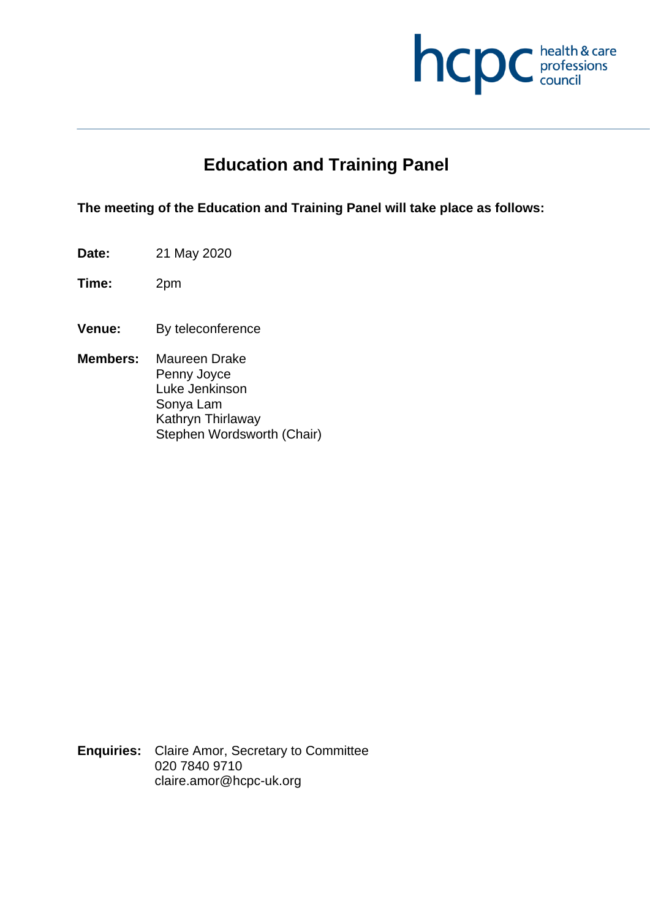# Education and Training Panel

**The meeting of the Education and Training Panel will take place as follows:**

**Date:** 21 May 2020

**Time:** 2pm

**Venue:** By teleconference

**Members:** Maureen Drake
Penny Joyce
Luke Jenkinson
Sonya Lam
Kathryn Thirlaway
Stephen Wordsworth (Chair)

**Enquiries:** Claire Amor, Secretary to Committee
020 7840 9710
claire.amor@hcpc-uk.org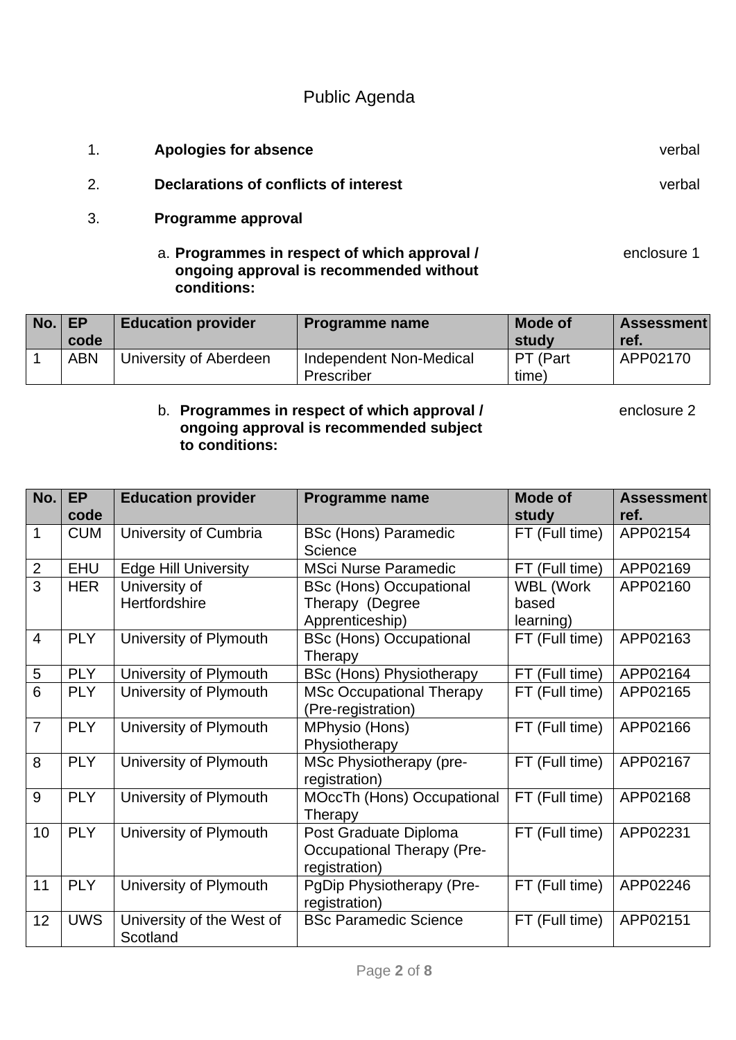# Public Agenda

1. **Apologies for absence** — verbal

2. **Declarations of conflicts of interest** — verbal

3. **Programme approval**

   a. **Programmes in respect of which approval / ongoing approval is recommended without conditions:** — enclosure 1

| No. | EP code | Education provider | Programme name | Mode of study | Assessment ref. |
|---|---|---|---|---|---|
| 1 | ABN | University of Aberdeen | Independent Non-Medical Prescriber | PT (Part time) | APP02170 |

   b. **Programmes in respect of which approval / ongoing approval is recommended subject to conditions:** — enclosure 2

| No. | EP code | Education provider | Programme name | Mode of study | Assessment ref. |
|---|---|---|---|---|---|
| 1 | CUM | University of Cumbria | BSc (Hons) Paramedic Science | FT (Full time) | APP02154 |
| 2 | EHU | Edge Hill University | MSci Nurse Paramedic | FT (Full time) | APP02169 |
| 3 | HER | University of Hertfordshire | BSc (Hons) Occupational Therapy (Degree Apprenticeship) | WBL (Work based learning) | APP02160 |
| 4 | PLY | University of Plymouth | BSc (Hons) Occupational Therapy | FT (Full time) | APP02163 |
| 5 | PLY | University of Plymouth | BSc (Hons) Physiotherapy | FT (Full time) | APP02164 |
| 6 | PLY | University of Plymouth | MSc Occupational Therapy (Pre-registration) | FT (Full time) | APP02165 |
| 7 | PLY | University of Plymouth | MPhysio (Hons) Physiotherapy | FT (Full time) | APP02166 |
| 8 | PLY | University of Plymouth | MSc Physiotherapy (pre-registration) | FT (Full time) | APP02167 |
| 9 | PLY | University of Plymouth | MOccTh (Hons) Occupational Therapy | FT (Full time) | APP02168 |
| 10 | PLY | University of Plymouth | Post Graduate Diploma Occupational Therapy (Pre-registration) | FT (Full time) | APP02231 |
| 11 | PLY | University of Plymouth | PgDip Physiotherapy (Pre-registration) | FT (Full time) | APP02246 |
| 12 | UWS | University of the West of Scotland | BSc Paramedic Science | FT (Full time) | APP02151 |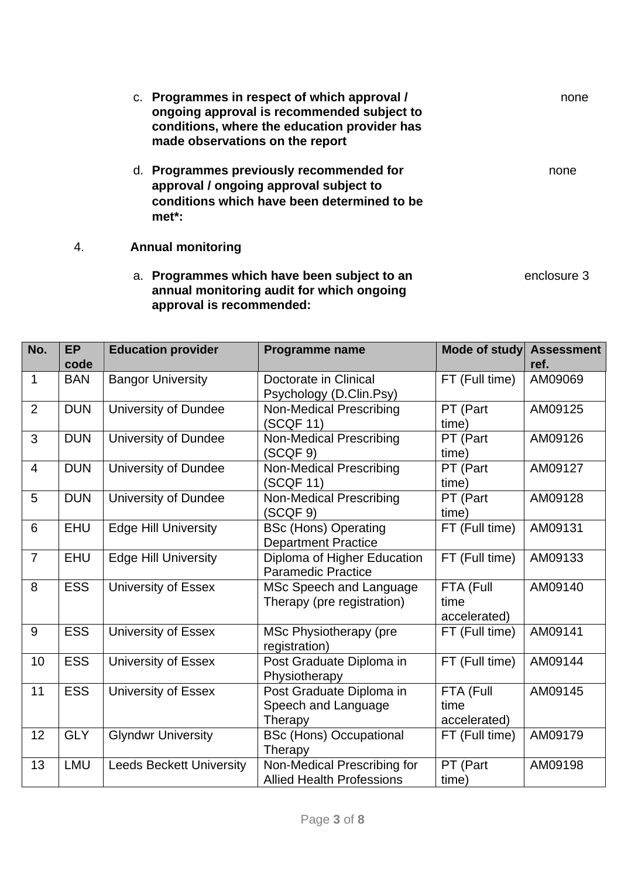c. **Programmes in respect of which approval / ongoing approval is recommended subject to conditions, where the education provider has made observations on the report** none

d. **Programmes previously recommended for approval / ongoing approval subject to conditions which have been determined to be met*:** none

4. **Annual monitoring**

a. **Programmes which have been subject to an annual monitoring audit for which ongoing approval is recommended:** enclosure 3

| No. | EP code | Education provider | Programme name | Mode of study | Assessment ref. |
|---|---|---|---|---|---|
| 1 | BAN | Bangor University | Doctorate in Clinical Psychology (D.Clin.Psy) | FT (Full time) | AM09069 |
| 2 | DUN | University of Dundee | Non-Medical Prescribing (SCQF 11) | PT (Part time) | AM09125 |
| 3 | DUN | University of Dundee | Non-Medical Prescribing (SCQF 9) | PT (Part time) | AM09126 |
| 4 | DUN | University of Dundee | Non-Medical Prescribing (SCQF 11) | PT (Part time) | AM09127 |
| 5 | DUN | University of Dundee | Non-Medical Prescribing (SCQF 9) | PT (Part time) | AM09128 |
| 6 | EHU | Edge Hill University | BSc (Hons) Operating Department Practice | FT (Full time) | AM09131 |
| 7 | EHU | Edge Hill University | Diploma of Higher Education Paramedic Practice | FT (Full time) | AM09133 |
| 8 | ESS | University of Essex | MSc Speech and Language Therapy (pre registration) | FTA (Full time accelerated) | AM09140 |
| 9 | ESS | University of Essex | MSc Physiotherapy (pre registration) | FT (Full time) | AM09141 |
| 10 | ESS | University of Essex | Post Graduate Diploma in Physiotherapy | FT (Full time) | AM09144 |
| 11 | ESS | University of Essex | Post Graduate Diploma in Speech and Language Therapy | FTA (Full time accelerated) | AM09145 |
| 12 | GLY | Glyndwr University | BSc (Hons) Occupational Therapy | FT (Full time) | AM09179 |
| 13 | LMU | Leeds Beckett University | Non-Medical Prescribing for Allied Health Professions | PT (Part time) | AM09198 |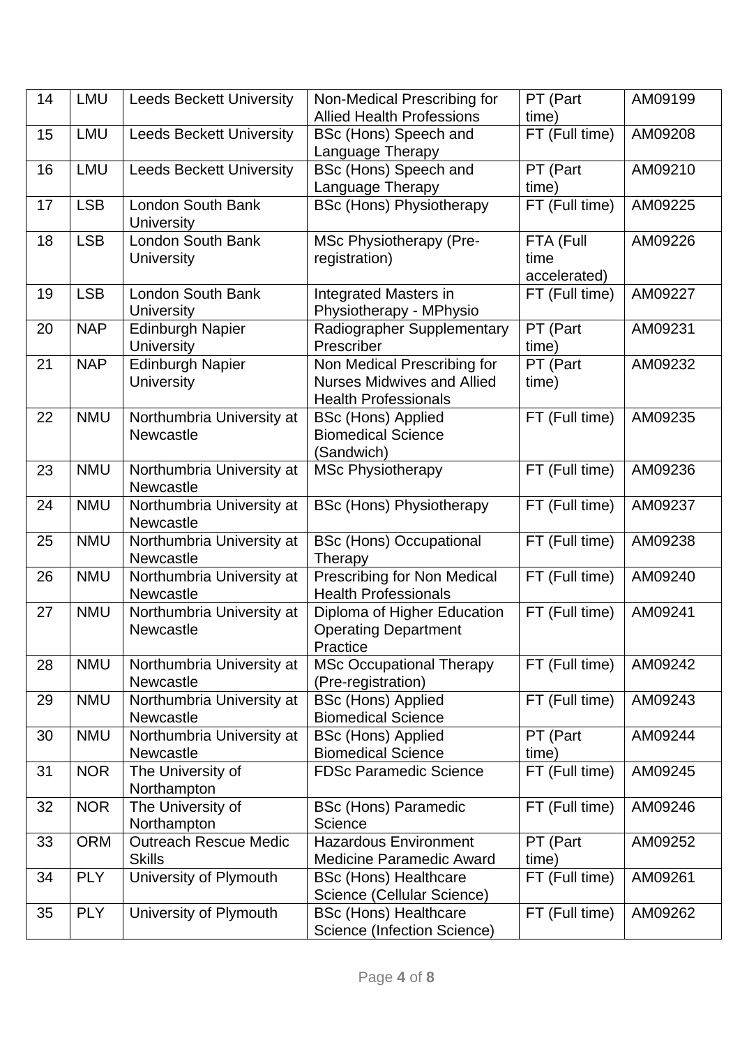| 14 | LMU | Leeds Beckett University | Non-Medical Prescribing for Allied Health Professions | PT (Part time) | AM09199 |
|---|---|---|---|---|---|
| 15 | LMU | Leeds Beckett University | BSc (Hons) Speech and Language Therapy | FT (Full time) | AM09208 |
| 16 | LMU | Leeds Beckett University | BSc (Hons) Speech and Language Therapy | PT (Part time) | AM09210 |
| 17 | LSB | London South Bank University | BSc (Hons) Physiotherapy | FT (Full time) | AM09225 |
| 18 | LSB | London South Bank University | MSc Physiotherapy (Pre-registration) | FTA (Full time accelerated) | AM09226 |
| 19 | LSB | London South Bank University | Integrated Masters in Physiotherapy - MPhysio | FT (Full time) | AM09227 |
| 20 | NAP | Edinburgh Napier University | Radiographer Supplementary Prescriber | PT (Part time) | AM09231 |
| 21 | NAP | Edinburgh Napier University | Non Medical Prescribing for Nurses Midwives and Allied Health Professionals | PT (Part time) | AM09232 |
| 22 | NMU | Northumbria University at Newcastle | BSc (Hons) Applied Biomedical Science (Sandwich) | FT (Full time) | AM09235 |
| 23 | NMU | Northumbria University at Newcastle | MSc Physiotherapy | FT (Full time) | AM09236 |
| 24 | NMU | Northumbria University at Newcastle | BSc (Hons) Physiotherapy | FT (Full time) | AM09237 |
| 25 | NMU | Northumbria University at Newcastle | BSc (Hons) Occupational Therapy | FT (Full time) | AM09238 |
| 26 | NMU | Northumbria University at Newcastle | Prescribing for Non Medical Health Professionals | FT (Full time) | AM09240 |
| 27 | NMU | Northumbria University at Newcastle | Diploma of Higher Education Operating Department Practice | FT (Full time) | AM09241 |
| 28 | NMU | Northumbria University at Newcastle | MSc Occupational Therapy (Pre-registration) | FT (Full time) | AM09242 |
| 29 | NMU | Northumbria University at Newcastle | BSc (Hons) Applied Biomedical Science | FT (Full time) | AM09243 |
| 30 | NMU | Northumbria University at Newcastle | BSc (Hons) Applied Biomedical Science | PT (Part time) | AM09244 |
| 31 | NOR | The University of Northampton | FDSc Paramedic Science | FT (Full time) | AM09245 |
| 32 | NOR | The University of Northampton | BSc (Hons) Paramedic Science | FT (Full time) | AM09246 |
| 33 | ORM | Outreach Rescue Medic Skills | Hazardous Environment Medicine Paramedic Award | PT (Part time) | AM09252 |
| 34 | PLY | University of Plymouth | BSc (Hons) Healthcare Science (Cellular Science) | FT (Full time) | AM09261 |
| 35 | PLY | University of Plymouth | BSc (Hons) Healthcare Science (Infection Science) | FT (Full time) | AM09262 |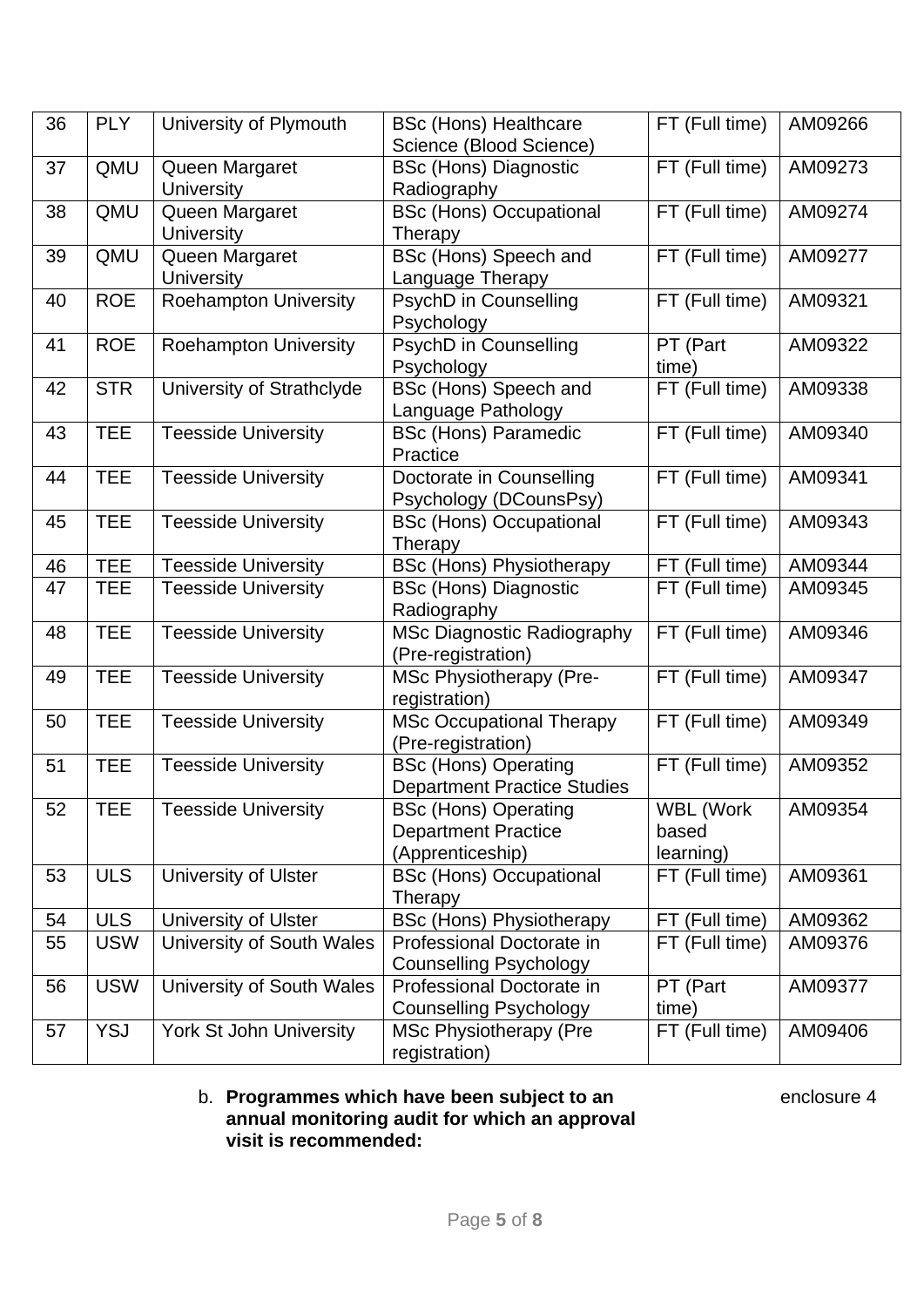| 36 | PLY | University of Plymouth | BSc (Hons) Healthcare Science (Blood Science) | FT (Full time) | AM09266 |
|---|---|---|---|---|---|
| 37 | QMU | Queen Margaret University | BSc (Hons) Diagnostic Radiography | FT (Full time) | AM09273 |
| 38 | QMU | Queen Margaret University | BSc (Hons) Occupational Therapy | FT (Full time) | AM09274 |
| 39 | QMU | Queen Margaret University | BSc (Hons) Speech and Language Therapy | FT (Full time) | AM09277 |
| 40 | ROE | Roehampton University | PsychD in Counselling Psychology | FT (Full time) | AM09321 |
| 41 | ROE | Roehampton University | PsychD in Counselling Psychology | PT (Part time) | AM09322 |
| 42 | STR | University of Strathclyde | BSc (Hons) Speech and Language Pathology | FT (Full time) | AM09338 |
| 43 | TEE | Teesside University | BSc (Hons) Paramedic Practice | FT (Full time) | AM09340 |
| 44 | TEE | Teesside University | Doctorate in Counselling Psychology (DCounsPsy) | FT (Full time) | AM09341 |
| 45 | TEE | Teesside University | BSc (Hons) Occupational Therapy | FT (Full time) | AM09343 |
| 46 | TEE | Teesside University | BSc (Hons) Physiotherapy | FT (Full time) | AM09344 |
| 47 | TEE | Teesside University | BSc (Hons) Diagnostic Radiography | FT (Full time) | AM09345 |
| 48 | TEE | Teesside University | MSc Diagnostic Radiography (Pre-registration) | FT (Full time) | AM09346 |
| 49 | TEE | Teesside University | MSc Physiotherapy (Pre-registration) | FT (Full time) | AM09347 |
| 50 | TEE | Teesside University | MSc Occupational Therapy (Pre-registration) | FT (Full time) | AM09349 |
| 51 | TEE | Teesside University | BSc (Hons) Operating Department Practice Studies | FT (Full time) | AM09352 |
| 52 | TEE | Teesside University | BSc (Hons) Operating Department Practice (Apprenticeship) | WBL (Work based learning) | AM09354 |
| 53 | ULS | University of Ulster | BSc (Hons) Occupational Therapy | FT (Full time) | AM09361 |
| 54 | ULS | University of Ulster | BSc (Hons) Physiotherapy | FT (Full time) | AM09362 |
| 55 | USW | University of South Wales | Professional Doctorate in Counselling Psychology | FT (Full time) | AM09376 |
| 56 | USW | University of South Wales | Professional Doctorate in Counselling Psychology | PT (Part time) | AM09377 |
| 57 | YSJ | York St John University | MSc Physiotherapy (Pre registration) | FT (Full time) | AM09406 |

b. **Programmes which have been subject to an annual monitoring audit for which an approval visit is recommended:** enclosure 4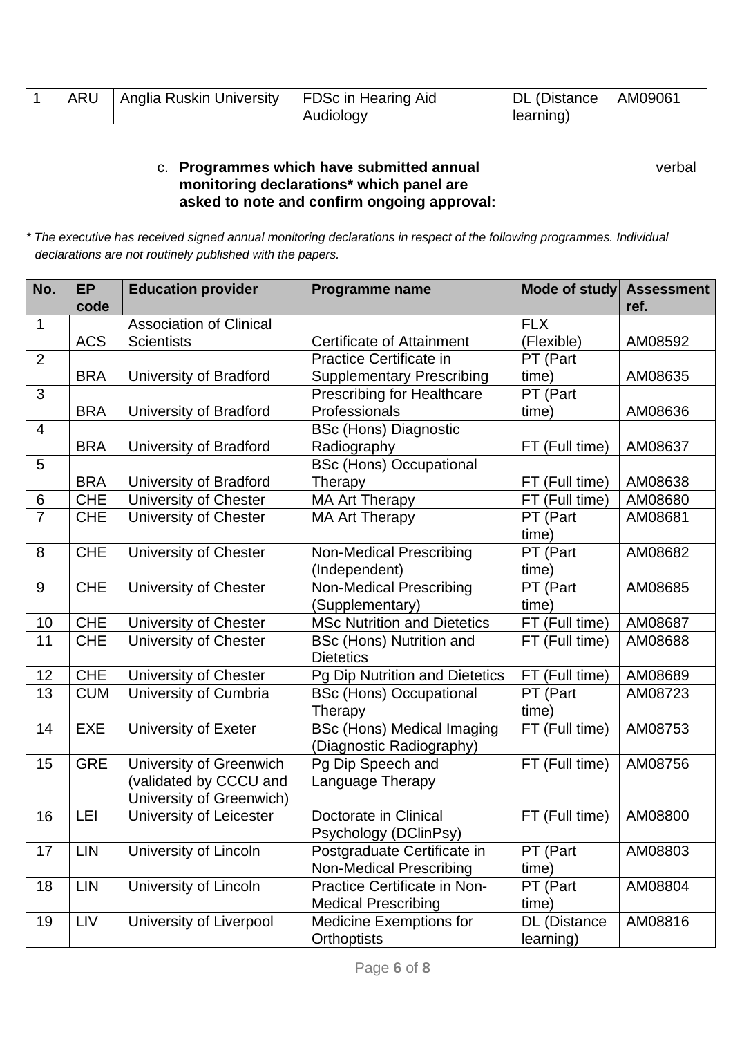| 1 | ARU | Anglia Ruskin University | FDSc in Hearing Aid Audiology | DL (Distance learning) | AM09061 |
|---|---|---|---|---|---|

c. **Programmes which have submitted annual monitoring declarations* which panel are asked to note and confirm ongoing approval:** verbal

*\* The executive has received signed annual monitoring declarations in respect of the following programmes. Individual declarations are not routinely published with the papers.*

| No. | EP code | Education provider | Programme name | Mode of study | Assessment ref. |
|---|---|---|---|---|---|
| 1 | ACS | Association of Clinical Scientists | Certificate of Attainment | FLX (Flexible) | AM08592 |
| 2 | BRA | University of Bradford | Practice Certificate in Supplementary Prescribing | PT (Part time) | AM08635 |
| 3 | BRA | University of Bradford | Prescribing for Healthcare Professionals | PT (Part time) | AM08636 |
| 4 | BRA | University of Bradford | BSc (Hons) Diagnostic Radiography | FT (Full time) | AM08637 |
| 5 | BRA | University of Bradford | BSc (Hons) Occupational Therapy | FT (Full time) | AM08638 |
| 6 | CHE | University of Chester | MA Art Therapy | FT (Full time) | AM08680 |
| 7 | CHE | University of Chester | MA Art Therapy | PT (Part time) | AM08681 |
| 8 | CHE | University of Chester | Non-Medical Prescribing (Independent) | PT (Part time) | AM08682 |
| 9 | CHE | University of Chester | Non-Medical Prescribing (Supplementary) | PT (Part time) | AM08685 |
| 10 | CHE | University of Chester | MSc Nutrition and Dietetics | FT (Full time) | AM08687 |
| 11 | CHE | University of Chester | BSc (Hons) Nutrition and Dietetics | FT (Full time) | AM08688 |
| 12 | CHE | University of Chester | Pg Dip Nutrition and Dietetics | FT (Full time) | AM08689 |
| 13 | CUM | University of Cumbria | BSc (Hons) Occupational Therapy | PT (Part time) | AM08723 |
| 14 | EXE | University of Exeter | BSc (Hons) Medical Imaging (Diagnostic Radiography) | FT (Full time) | AM08753 |
| 15 | GRE | University of Greenwich (validated by CCCU and University of Greenwich) | Pg Dip Speech and Language Therapy | FT (Full time) | AM08756 |
| 16 | LEI | University of Leicester | Doctorate in Clinical Psychology (DClinPsy) | FT (Full time) | AM08800 |
| 17 | LIN | University of Lincoln | Postgraduate Certificate in Non-Medical Prescribing | PT (Part time) | AM08803 |
| 18 | LIN | University of Lincoln | Practice Certificate in Non-Medical Prescribing | PT (Part time) | AM08804 |
| 19 | LIV | University of Liverpool | Medicine Exemptions for Orthoptists | DL (Distance learning) | AM08816 |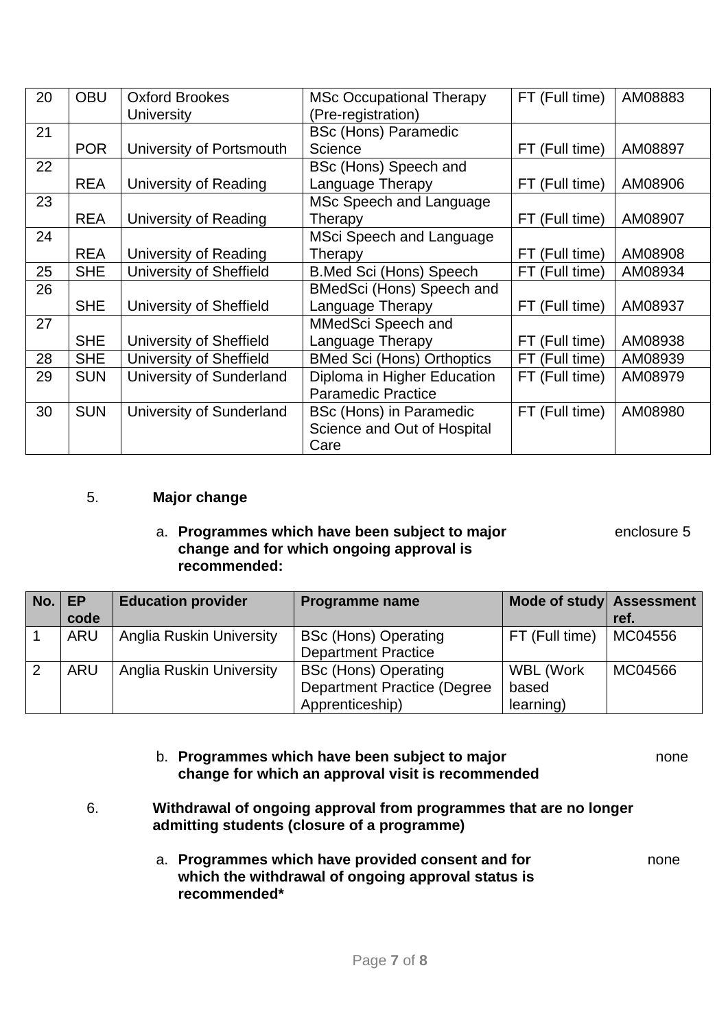| 20 | OBU | Oxford Brookes University | MSc Occupational Therapy (Pre-registration) | FT (Full time) | AM08883 |
|---|---|---|---|---|---|
| 21 | POR | University of Portsmouth | BSc (Hons) Paramedic Science | FT (Full time) | AM08897 |
| 22 | REA | University of Reading | BSc (Hons) Speech and Language Therapy | FT (Full time) | AM08906 |
| 23 | REA | University of Reading | MSc Speech and Language Therapy | FT (Full time) | AM08907 |
| 24 | REA | University of Reading | MSci Speech and Language Therapy | FT (Full time) | AM08908 |
| 25 | SHE | University of Sheffield | B.Med Sci (Hons) Speech | FT (Full time) | AM08934 |
| 26 | SHE | University of Sheffield | BMedSci (Hons) Speech and Language Therapy | FT (Full time) | AM08937 |
| 27 | SHE | University of Sheffield | MMedSci Speech and Language Therapy | FT (Full time) | AM08938 |
| 28 | SHE | University of Sheffield | BMed Sci (Hons) Orthoptics | FT (Full time) | AM08939 |
| 29 | SUN | University of Sunderland | Diploma in Higher Education Paramedic Practice | FT (Full time) | AM08979 |
| 30 | SUN | University of Sunderland | BSc (Hons) in Paramedic Science and Out of Hospital Care | FT (Full time) | AM08980 |

5. **Major change**

a. **Programmes which have been subject to major change and for which ongoing approval is recommended:** enclosure 5

| No. | EP code | Education provider | Programme name | Mode of study | Assessment ref. |
|---|---|---|---|---|---|
| 1 | ARU | Anglia Ruskin University | BSc (Hons) Operating Department Practice | FT (Full time) | MC04556 |
| 2 | ARU | Anglia Ruskin University | BSc (Hons) Operating Department Practice (Degree Apprenticeship) | WBL (Work based learning) | MC04566 |

b. **Programmes which have been subject to major change for which an approval visit is recommended** none

6. **Withdrawal of ongoing approval from programmes that are no longer admitting students (closure of a programme)**

a. **Programmes which have provided consent and for which the withdrawal of ongoing approval status is recommended*** none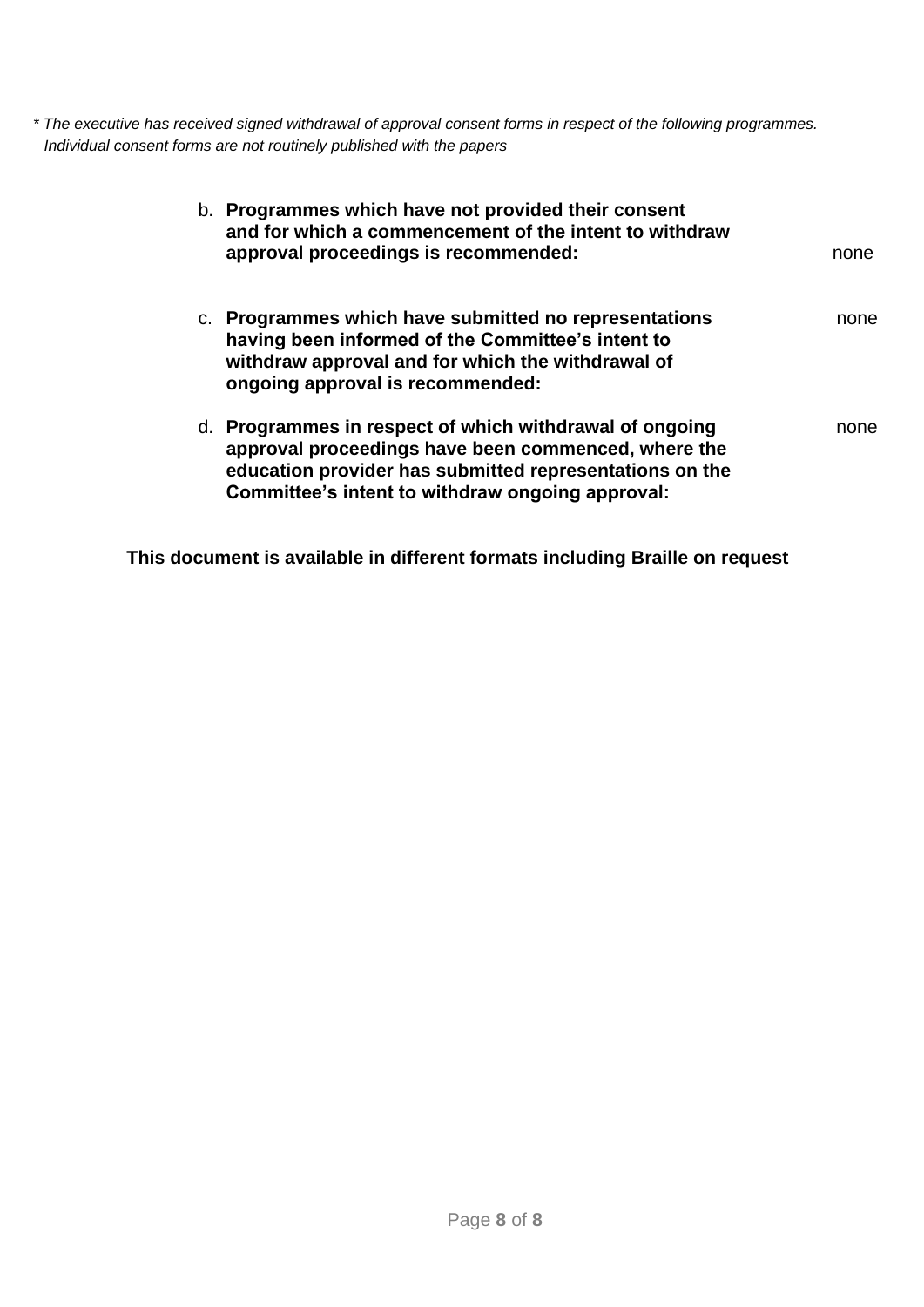*\* The executive has received signed withdrawal of approval consent forms in respect of the following programmes. Individual consent forms are not routinely published with the papers*

b. **Programmes which have not provided their consent and for which a commencement of the intent to withdraw approval proceedings is recommended:** none

c. **Programmes which have submitted no representations having been informed of the Committee's intent to withdraw approval and for which the withdrawal of ongoing approval is recommended:** none

d. **Programmes in respect of which withdrawal of ongoing approval proceedings have been commenced, where the education provider has submitted representations on the Committee's intent to withdraw ongoing approval:** none

**This document is available in different formats including Braille on request**